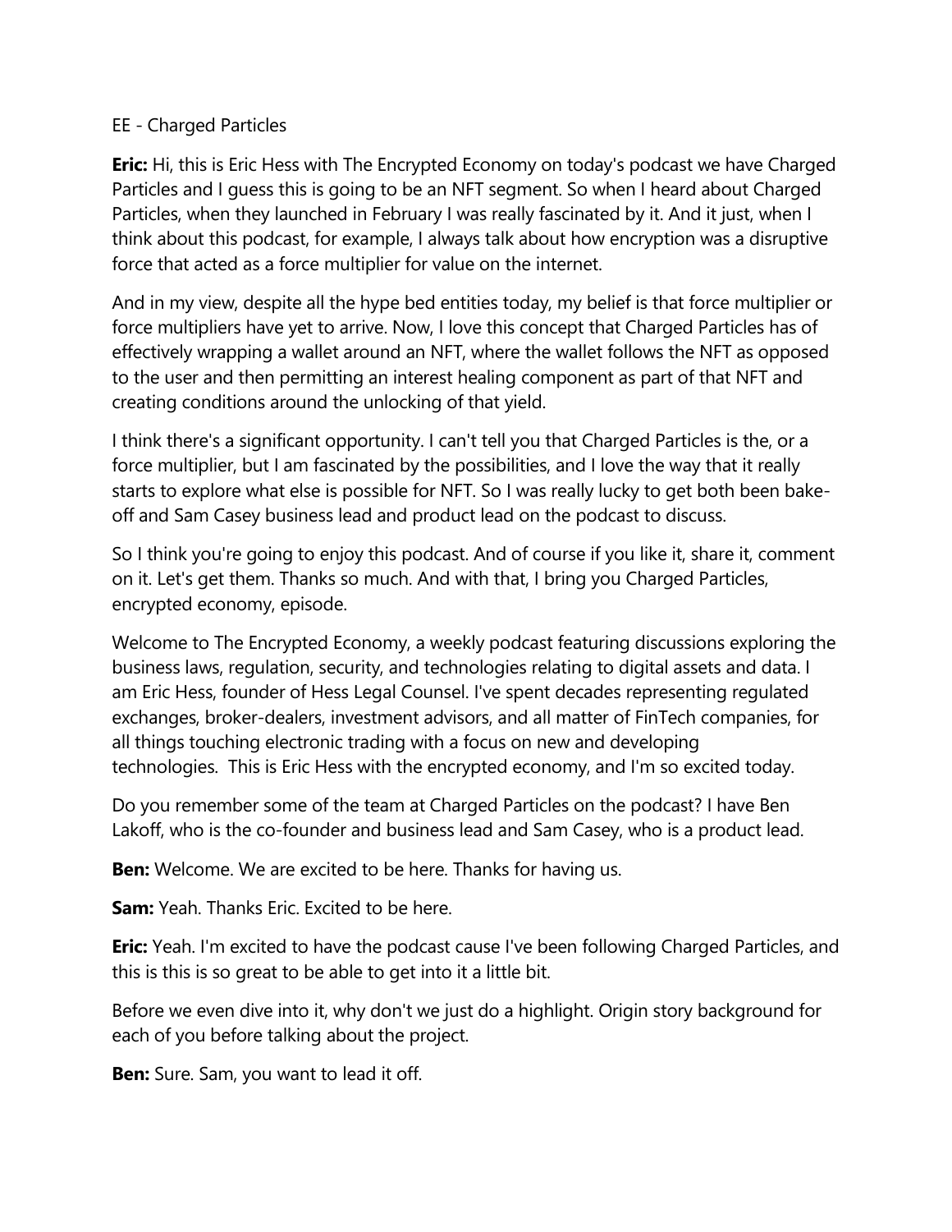EE - Charged Particles

**Eric:** Hi, this is Eric Hess with The Encrypted Economy on today's podcast we have Charged Particles and I guess this is going to be an NFT segment. So when I heard about Charged Particles, when they launched in February I was really fascinated by it. And it just, when I think about this podcast, for example, I always talk about how encryption was a disruptive force that acted as a force multiplier for value on the internet.

And in my view, despite all the hype bed entities today, my belief is that force multiplier or force multipliers have yet to arrive. Now, I love this concept that Charged Particles has of effectively wrapping a wallet around an NFT, where the wallet follows the NFT as opposed to the user and then permitting an interest healing component as part of that NFT and creating conditions around the unlocking of that yield.

I think there's a significant opportunity. I can't tell you that Charged Particles is the, or a force multiplier, but I am fascinated by the possibilities, and I love the way that it really starts to explore what else is possible for NFT. So I was really lucky to get both been bake-off and Sam Casey business lead and product lead on the podcast to discuss.

So I think you're going to enjoy this podcast. And of course if you like it, share it, comment on it. Let's get them. Thanks so much. And with that, I bring you Charged Particles, encrypted economy, episode.

Welcome to The Encrypted Economy, a weekly podcast featuring discussions exploring the business laws, regulation, security, and technologies relating to digital assets and data. I am Eric Hess, founder of Hess Legal Counsel. I've spent decades representing regulated exchanges, broker-dealers, investment advisors, and all matter of FinTech companies, for all things touching electronic trading with a focus on new and developing technologies. This is Eric Hess with the encrypted economy, and I'm so excited today.

Do you remember some of the team at Charged Particles on the podcast? I have Ben Lakoff, who is the co-founder and business lead and Sam Casey, who is a product lead.

**Ben:** Welcome. We are excited to be here. Thanks for having us.

**Sam:** Yeah. Thanks Eric. Excited to be here.

**Eric:** Yeah. I'm excited to have the podcast cause I've been following Charged Particles, and this is this is so great to be able to get into it a little bit.

Before we even dive into it, why don't we just do a highlight. Origin story background for each of you before talking about the project.

**Ben:** Sure. Sam, you want to lead it off.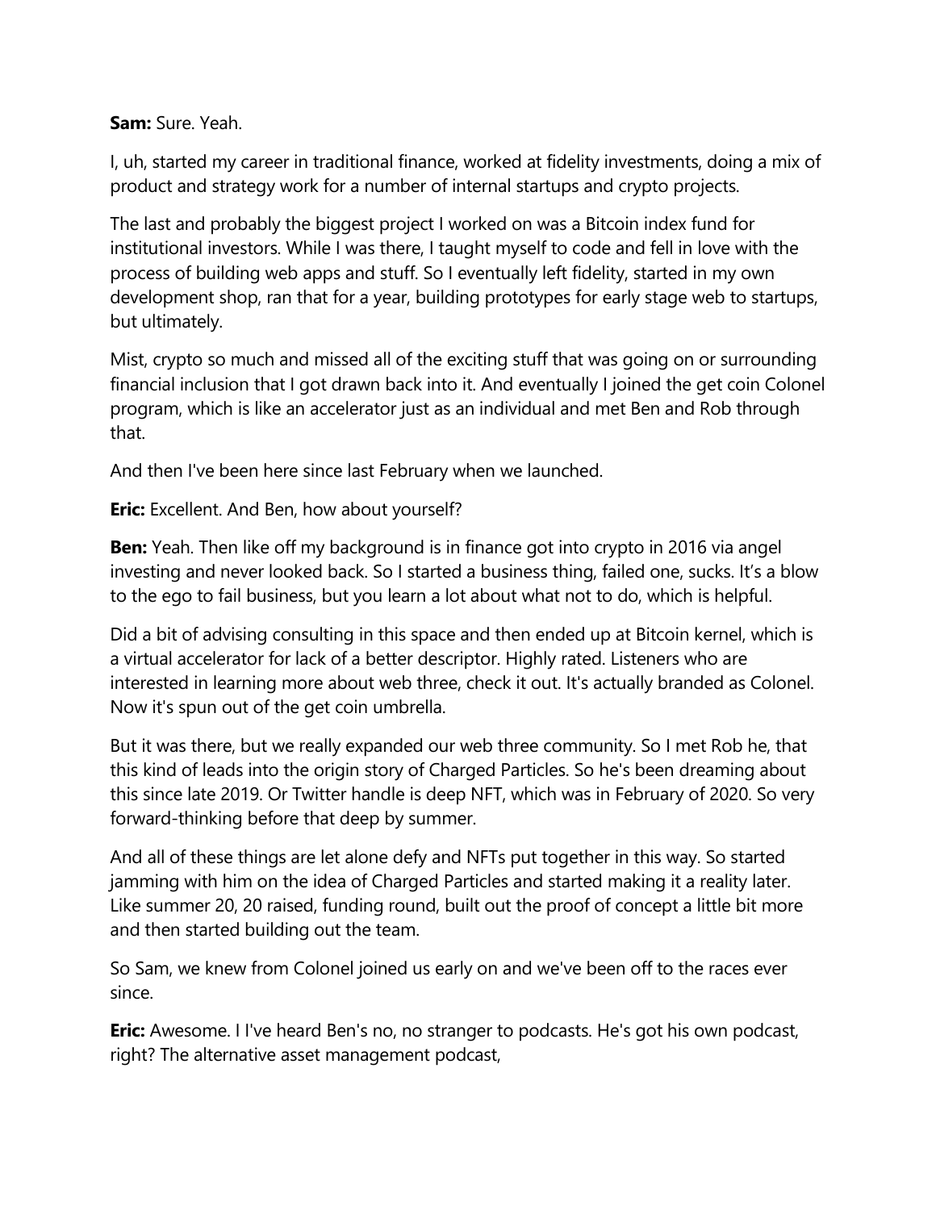**Sam:** Sure. Yeah.

I, uh, started my career in traditional finance, worked at fidelity investments, doing a mix of product and strategy work for a number of internal startups and crypto projects.

The last and probably the biggest project I worked on was a Bitcoin index fund for institutional investors. While I was there, I taught myself to code and fell in love with the process of building web apps and stuff. So I eventually left fidelity, started in my own development shop, ran that for a year, building prototypes for early stage web to startups, but ultimately.

Mist, crypto so much and missed all of the exciting stuff that was going on or surrounding financial inclusion that I got drawn back into it. And eventually I joined the get coin Colonel program, which is like an accelerator just as an individual and met Ben and Rob through that.

And then I've been here since last February when we launched.

**Eric:** Excellent. And Ben, how about yourself?

**Ben:** Yeah. Then like off my background is in finance got into crypto in 2016 via angel investing and never looked back. So I started a business thing, failed one, sucks. It's a blow to the ego to fail business, but you learn a lot about what not to do, which is helpful.

Did a bit of advising consulting in this space and then ended up at Bitcoin kernel, which is a virtual accelerator for lack of a better descriptor. Highly rated. Listeners who are interested in learning more about web three, check it out. It's actually branded as Colonel. Now it's spun out of the get coin umbrella.

But it was there, but we really expanded our web three community. So I met Rob he, that this kind of leads into the origin story of Charged Particles. So he's been dreaming about this since late 2019. Or Twitter handle is deep NFT, which was in February of 2020. So very forward-thinking before that deep by summer.

And all of these things are let alone defy and NFTs put together in this way. So started jamming with him on the idea of Charged Particles and started making it a reality later. Like summer 20, 20 raised, funding round, built out the proof of concept a little bit more and then started building out the team.

So Sam, we knew from Colonel joined us early on and we've been off to the races ever since.

**Eric:** Awesome. I I've heard Ben's no, no stranger to podcasts. He's got his own podcast, right? The alternative asset management podcast,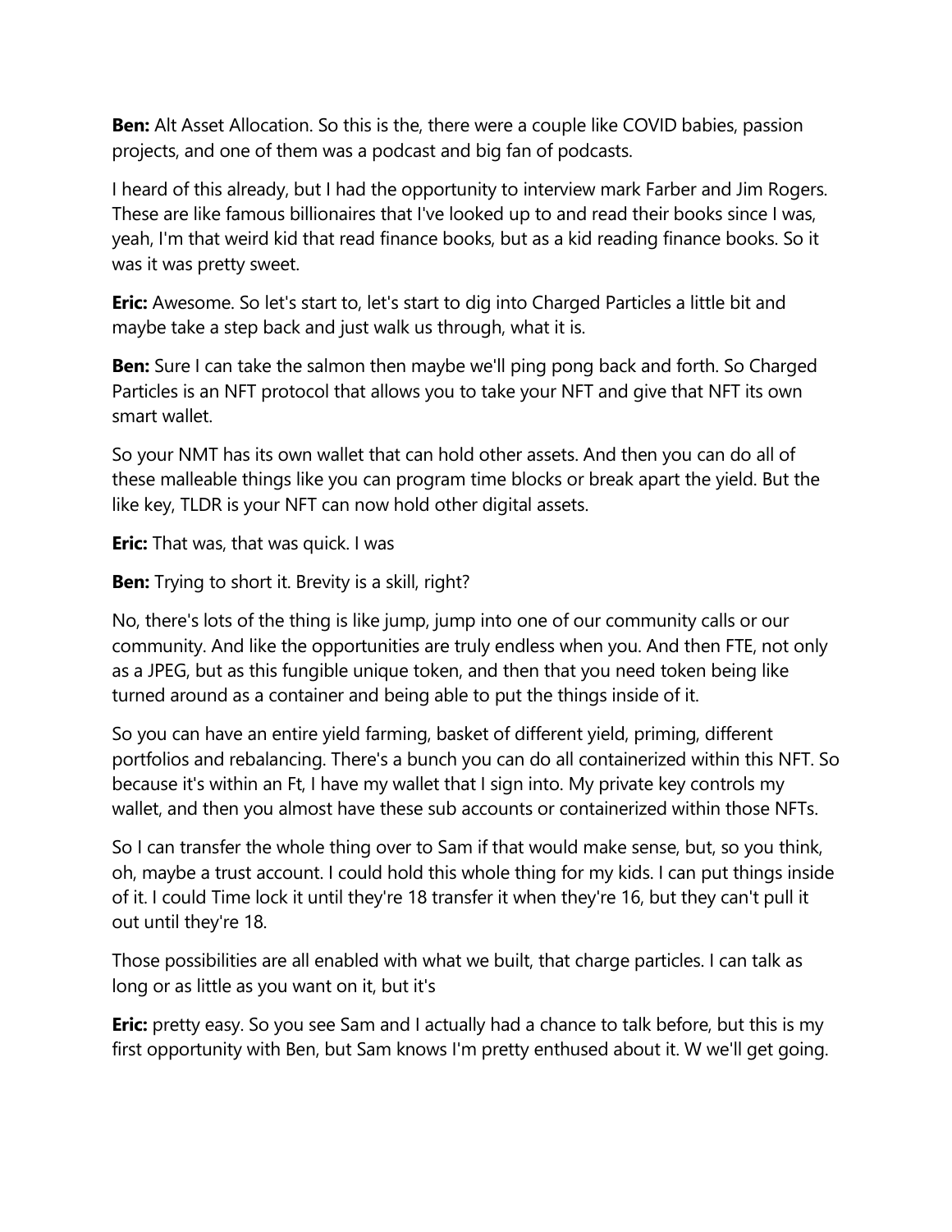**Ben:** Alt Asset Allocation. So this is the, there were a couple like COVID babies, passion projects, and one of them was a podcast and big fan of podcasts.

I heard of this already, but I had the opportunity to interview mark Farber and Jim Rogers. These are like famous billionaires that I've looked up to and read their books since I was, yeah, I'm that weird kid that read finance books, but as a kid reading finance books. So it was it was pretty sweet.

**Eric:** Awesome. So let's start to, let's start to dig into Charged Particles a little bit and maybe take a step back and just walk us through, what it is.

**Ben:** Sure I can take the salmon then maybe we'll ping pong back and forth. So Charged Particles is an NFT protocol that allows you to take your NFT and give that NFT its own smart wallet.

So your NMT has its own wallet that can hold other assets. And then you can do all of these malleable things like you can program time blocks or break apart the yield. But the like key, TLDR is your NFT can now hold other digital assets.

**Eric:** That was, that was quick. I was

**Ben:** Trying to short it. Brevity is a skill, right?

No, there's lots of the thing is like jump, jump into one of our community calls or our community. And like the opportunities are truly endless when you. And then FTE, not only as a JPEG, but as this fungible unique token, and then that you need token being like turned around as a container and being able to put the things inside of it.

So you can have an entire yield farming, basket of different yield, priming, different portfolios and rebalancing. There's a bunch you can do all containerized within this NFT. So because it's within an Ft, I have my wallet that I sign into. My private key controls my wallet, and then you almost have these sub accounts or containerized within those NFTs.

So I can transfer the whole thing over to Sam if that would make sense, but, so you think, oh, maybe a trust account. I could hold this whole thing for my kids. I can put things inside of it. I could Time lock it until they're 18 transfer it when they're 16, but they can't pull it out until they're 18.

Those possibilities are all enabled with what we built, that charge particles. I can talk as long or as little as you want on it, but it's

**Eric:** pretty easy. So you see Sam and I actually had a chance to talk before, but this is my first opportunity with Ben, but Sam knows I'm pretty enthused about it. W we'll get going.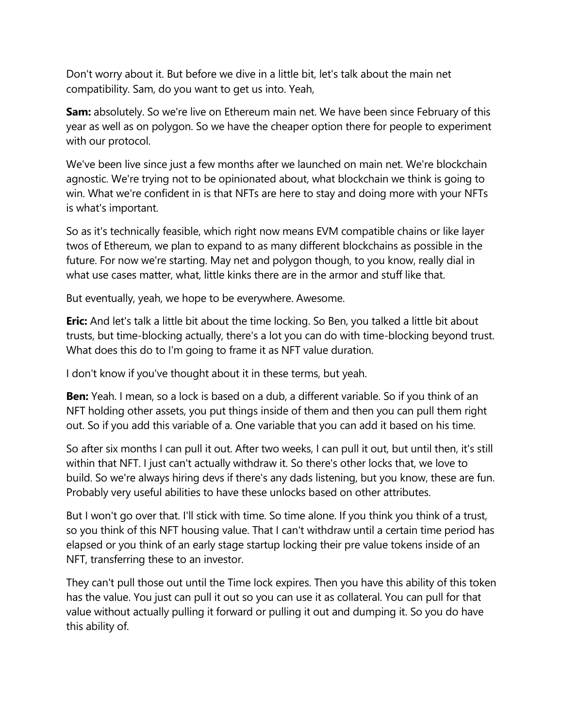Don't worry about it. But before we dive in a little bit, let's talk about the main net compatibility. Sam, do you want to get us into. Yeah,

**Sam:** absolutely. So we're live on Ethereum main net. We have been since February of this year as well as on polygon. So we have the cheaper option there for people to experiment with our protocol.

We've been live since just a few months after we launched on main net. We're blockchain agnostic. We're trying not to be opinionated about, what blockchain we think is going to win. What we're confident in is that NFTs are here to stay and doing more with your NFTs is what's important.

So as it's technically feasible, which right now means EVM compatible chains or like layer twos of Ethereum, we plan to expand to as many different blockchains as possible in the future. For now we're starting. May net and polygon though, to you know, really dial in what use cases matter, what, little kinks there are in the armor and stuff like that.

But eventually, yeah, we hope to be everywhere. Awesome.

**Eric:** And let's talk a little bit about the time locking. So Ben, you talked a little bit about trusts, but time-blocking actually, there's a lot you can do with time-blocking beyond trust. What does this do to I'm going to frame it as NFT value duration.

I don't know if you've thought about it in these terms, but yeah.

**Ben:** Yeah. I mean, so a lock is based on a dub, a different variable. So if you think of an NFT holding other assets, you put things inside of them and then you can pull them right out. So if you add this variable of a. One variable that you can add it based on his time.

So after six months I can pull it out. After two weeks, I can pull it out, but until then, it's still within that NFT. I just can't actually withdraw it. So there's other locks that, we love to build. So we're always hiring devs if there's any dads listening, but you know, these are fun. Probably very useful abilities to have these unlocks based on other attributes.

But I won't go over that. I'll stick with time. So time alone. If you think you think of a trust, so you think of this NFT housing value. That I can't withdraw until a certain time period has elapsed or you think of an early stage startup locking their pre value tokens inside of an NFT, transferring these to an investor.

They can't pull those out until the Time lock expires. Then you have this ability of this token has the value. You just can pull it out so you can use it as collateral. You can pull for that value without actually pulling it forward or pulling it out and dumping it. So you do have this ability of.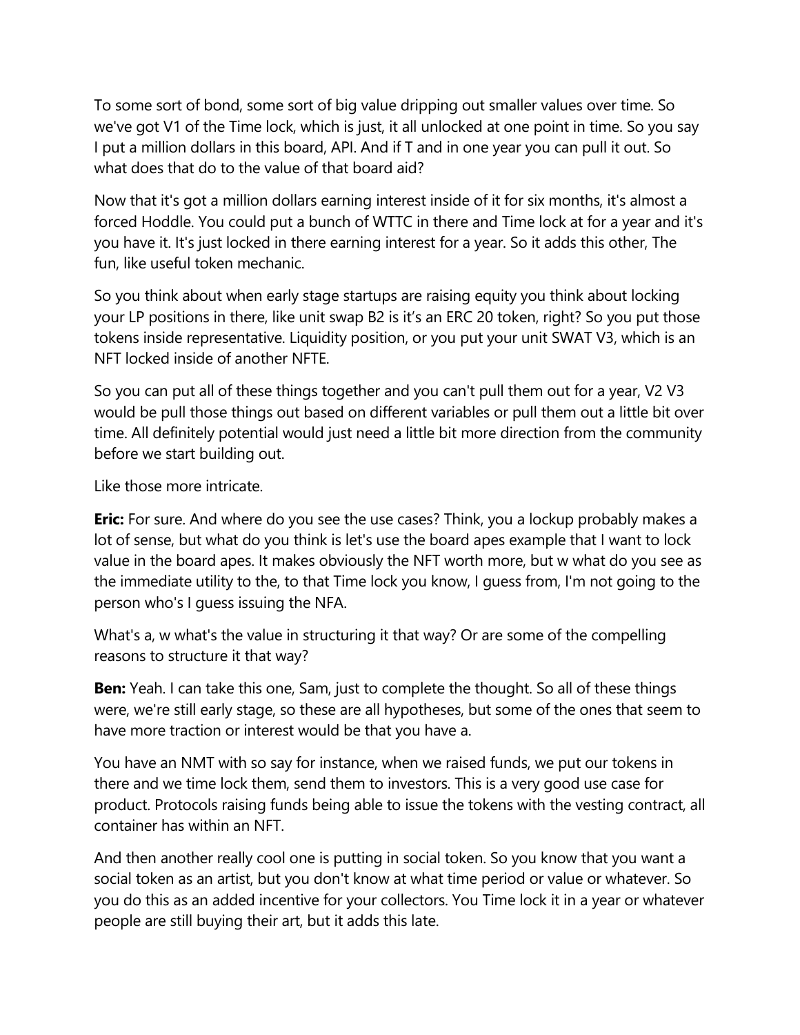To some sort of bond, some sort of big value dripping out smaller values over time. So we've got V1 of the Time lock, which is just, it all unlocked at one point in time. So you say I put a million dollars in this board, API. And if T and in one year you can pull it out. So what does that do to the value of that board aid?

Now that it's got a million dollars earning interest inside of it for six months, it's almost a forced Hoddle. You could put a bunch of WTTC in there and Time lock at for a year and it's you have it. It's just locked in there earning interest for a year. So it adds this other, The fun, like useful token mechanic.

So you think about when early stage startups are raising equity you think about locking your LP positions in there, like unit swap B2 is it's an ERC 20 token, right? So you put those tokens inside representative. Liquidity position, or you put your unit SWAT V3, which is an NFT locked inside of another NFTE.

So you can put all of these things together and you can't pull them out for a year, V2 V3 would be pull those things out based on different variables or pull them out a little bit over time. All definitely potential would just need a little bit more direction from the community before we start building out.

Like those more intricate.

**Eric:** For sure. And where do you see the use cases? Think, you a lockup probably makes a lot of sense, but what do you think is let's use the board apes example that I want to lock value in the board apes. It makes obviously the NFT worth more, but w what do you see as the immediate utility to the, to that Time lock you know, I guess from, I'm not going to the person who's I guess issuing the NFA.

What's a, w what's the value in structuring it that way? Or are some of the compelling reasons to structure it that way?

**Ben:** Yeah. I can take this one, Sam, just to complete the thought. So all of these things were, we're still early stage, so these are all hypotheses, but some of the ones that seem to have more traction or interest would be that you have a.

You have an NMT with so say for instance, when we raised funds, we put our tokens in there and we time lock them, send them to investors. This is a very good use case for product. Protocols raising funds being able to issue the tokens with the vesting contract, all container has within an NFT.

And then another really cool one is putting in social token. So you know that you want a social token as an artist, but you don't know at what time period or value or whatever. So you do this as an added incentive for your collectors. You Time lock it in a year or whatever people are still buying their art, but it adds this late.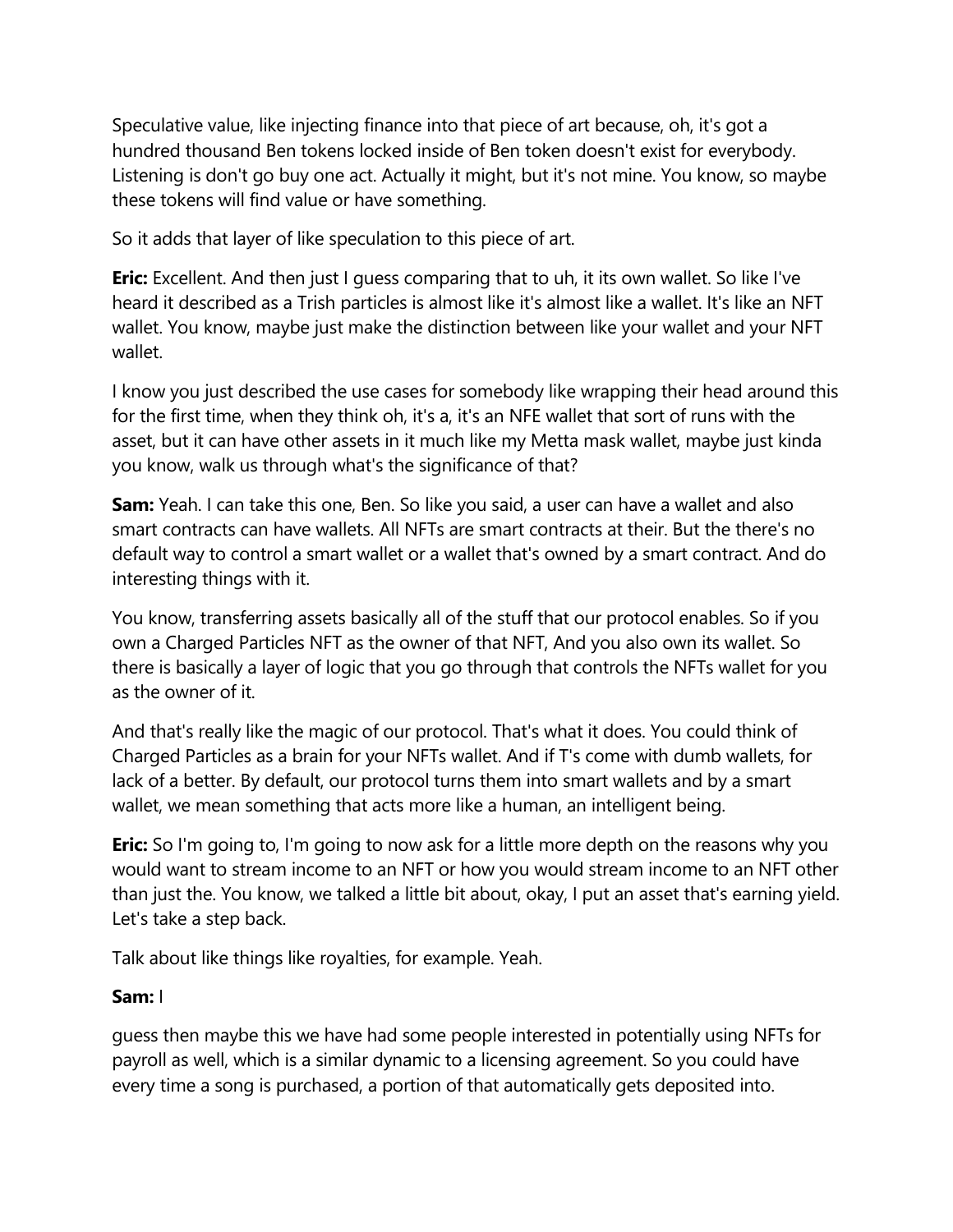Speculative value, like injecting finance into that piece of art because, oh, it's got a hundred thousand Ben tokens locked inside of Ben token doesn't exist for everybody. Listening is don't go buy one act. Actually it might, but it's not mine. You know, so maybe these tokens will find value or have something.

So it adds that layer of like speculation to this piece of art.

**Eric:** Excellent. And then just I guess comparing that to uh, it its own wallet. So like I've heard it described as a Trish particles is almost like it's almost like a wallet. It's like an NFT wallet. You know, maybe just make the distinction between like your wallet and your NFT wallet.

I know you just described the use cases for somebody like wrapping their head around this for the first time, when they think oh, it's a, it's an NFE wallet that sort of runs with the asset, but it can have other assets in it much like my Metta mask wallet, maybe just kinda you know, walk us through what's the significance of that?

**Sam:** Yeah. I can take this one, Ben. So like you said, a user can have a wallet and also smart contracts can have wallets. All NFTs are smart contracts at their. But the there's no default way to control a smart wallet or a wallet that's owned by a smart contract. And do interesting things with it.

You know, transferring assets basically all of the stuff that our protocol enables. So if you own a Charged Particles NFT as the owner of that NFT, And you also own its wallet. So there is basically a layer of logic that you go through that controls the NFTs wallet for you as the owner of it.

And that's really like the magic of our protocol. That's what it does. You could think of Charged Particles as a brain for your NFTs wallet. And if T's come with dumb wallets, for lack of a better. By default, our protocol turns them into smart wallets and by a smart wallet, we mean something that acts more like a human, an intelligent being.

**Eric:** So I'm going to, I'm going to now ask for a little more depth on the reasons why you would want to stream income to an NFT or how you would stream income to an NFT other than just the. You know, we talked a little bit about, okay, I put an asset that's earning yield. Let's take a step back.

Talk about like things like royalties, for example. Yeah.

**Sam:** I

guess then maybe this we have had some people interested in potentially using NFTs for payroll as well, which is a similar dynamic to a licensing agreement. So you could have every time a song is purchased, a portion of that automatically gets deposited into.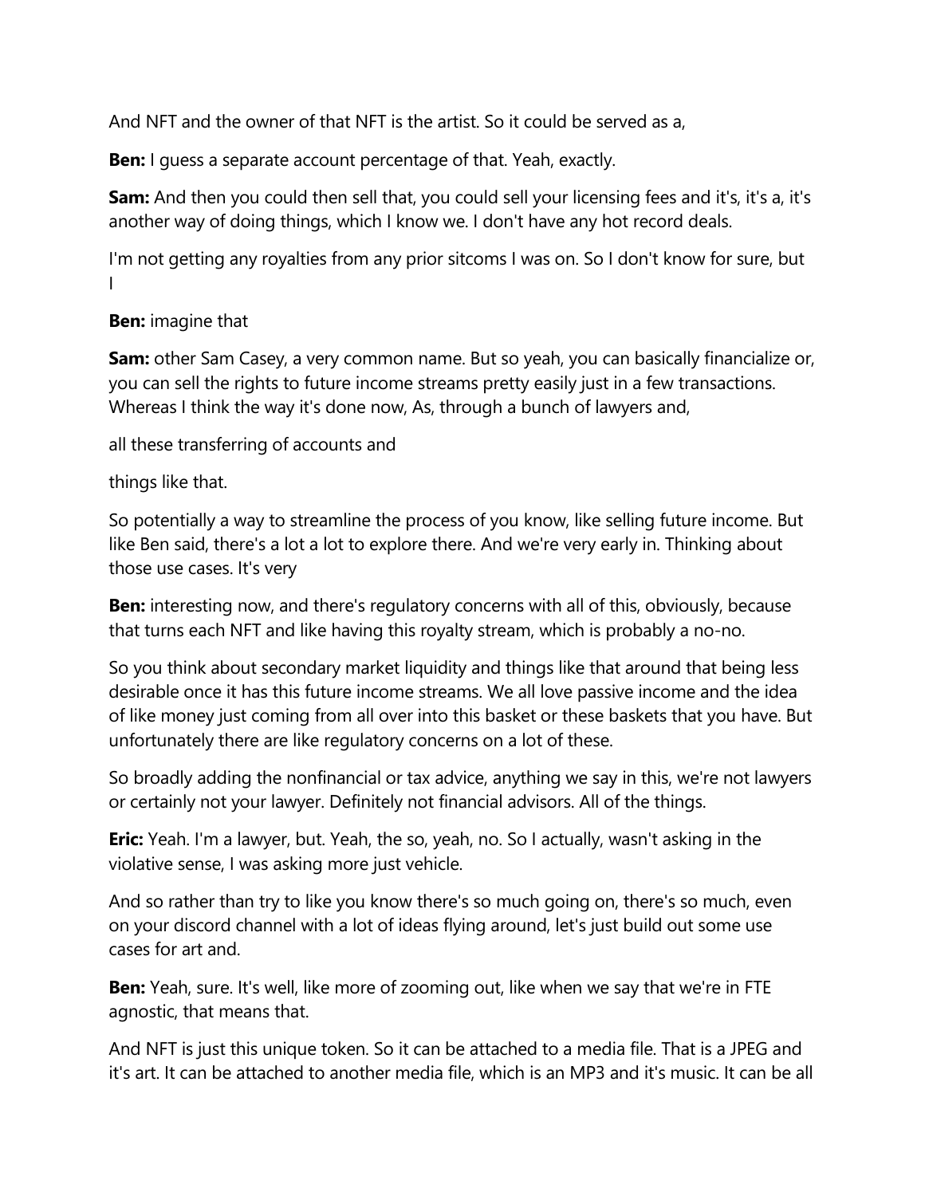And NFT and the owner of that NFT is the artist. So it could be served as a,

**Ben:** I guess a separate account percentage of that. Yeah, exactly.

**Sam:** And then you could then sell that, you could sell your licensing fees and it's, it's a, it's another way of doing things, which I know we. I don't have any hot record deals.

I'm not getting any royalties from any prior sitcoms I was on. So I don't know for sure, but I

**Ben:** imagine that

**Sam:** other Sam Casey, a very common name. But so yeah, you can basically financialize or, you can sell the rights to future income streams pretty easily just in a few transactions. Whereas I think the way it's done now, As, through a bunch of lawyers and,

all these transferring of accounts and

things like that.

So potentially a way to streamline the process of you know, like selling future income. But like Ben said, there's a lot a lot to explore there. And we're very early in. Thinking about those use cases. It's very

**Ben:** interesting now, and there's regulatory concerns with all of this, obviously, because that turns each NFT and like having this royalty stream, which is probably a no-no.

So you think about secondary market liquidity and things like that around that being less desirable once it has this future income streams. We all love passive income and the idea of like money just coming from all over into this basket or these baskets that you have. But unfortunately there are like regulatory concerns on a lot of these.

So broadly adding the nonfinancial or tax advice, anything we say in this, we're not lawyers or certainly not your lawyer. Definitely not financial advisors. All of the things.

**Eric:** Yeah. I'm a lawyer, but. Yeah, the so, yeah, no. So I actually, wasn't asking in the violative sense, I was asking more just vehicle.

And so rather than try to like you know there's so much going on, there's so much, even on your discord channel with a lot of ideas flying around, let's just build out some use cases for art and.

**Ben:** Yeah, sure. It's well, like more of zooming out, like when we say that we're in FTE agnostic, that means that.

And NFT is just this unique token. So it can be attached to a media file. That is a JPEG and it's art. It can be attached to another media file, which is an MP3 and it's music. It can be all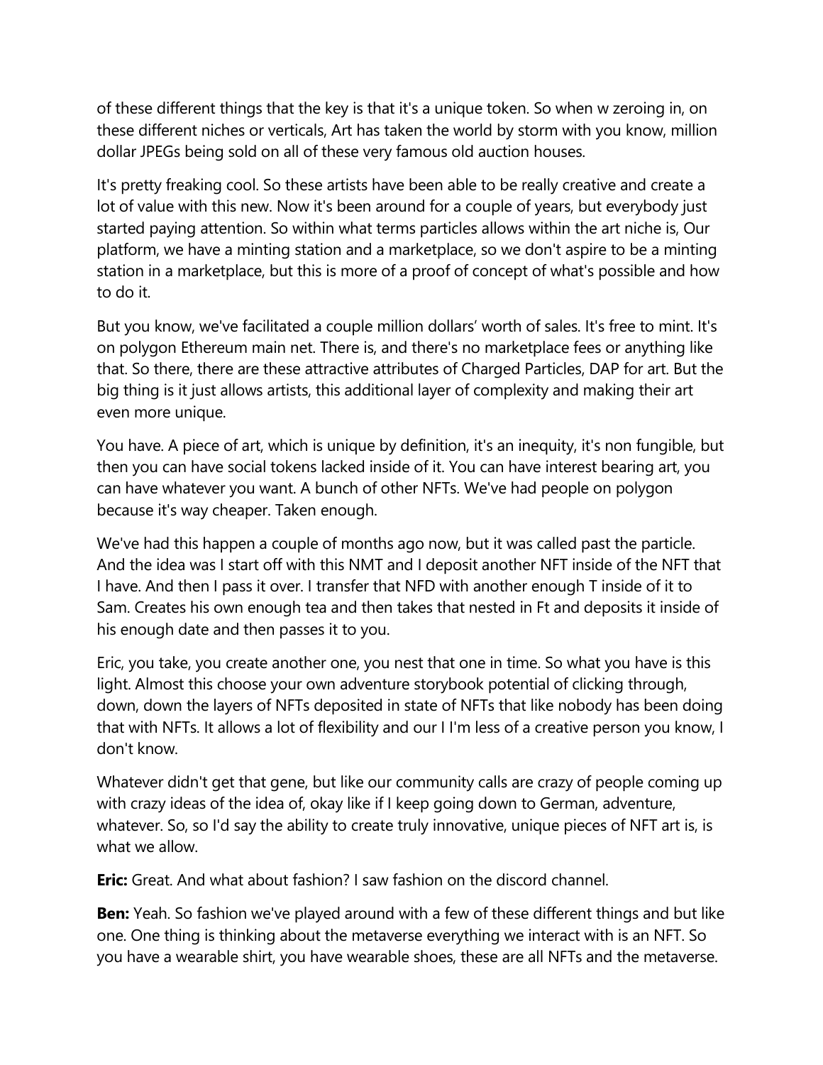of these different things that the key is that it's a unique token. So when w zeroing in, on these different niches or verticals, Art has taken the world by storm with you know, million dollar JPEGs being sold on all of these very famous old auction houses.

It's pretty freaking cool. So these artists have been able to be really creative and create a lot of value with this new. Now it's been around for a couple of years, but everybody just started paying attention. So within what terms particles allows within the art niche is, Our platform, we have a minting station and a marketplace, so we don't aspire to be a minting station in a marketplace, but this is more of a proof of concept of what's possible and how to do it.

But you know, we've facilitated a couple million dollars' worth of sales. It's free to mint. It's on polygon Ethereum main net. There is, and there's no marketplace fees or anything like that. So there, there are these attractive attributes of Charged Particles, DAP for art. But the big thing is it just allows artists, this additional layer of complexity and making their art even more unique.

You have. A piece of art, which is unique by definition, it's an inequity, it's non fungible, but then you can have social tokens lacked inside of it. You can have interest bearing art, you can have whatever you want. A bunch of other NFTs. We've had people on polygon because it's way cheaper. Taken enough.

We've had this happen a couple of months ago now, but it was called past the particle. And the idea was I start off with this NMT and I deposit another NFT inside of the NFT that I have. And then I pass it over. I transfer that NFD with another enough T inside of it to Sam. Creates his own enough tea and then takes that nested in Ft and deposits it inside of his enough date and then passes it to you.

Eric, you take, you create another one, you nest that one in time. So what you have is this light. Almost this choose your own adventure storybook potential of clicking through, down, down the layers of NFTs deposited in state of NFTs that like nobody has been doing that with NFTs. It allows a lot of flexibility and our I I'm less of a creative person you know, I don't know.

Whatever didn't get that gene, but like our community calls are crazy of people coming up with crazy ideas of the idea of, okay like if I keep going down to German, adventure, whatever. So, so I'd say the ability to create truly innovative, unique pieces of NFT art is, is what we allow.

**Eric:** Great. And what about fashion? I saw fashion on the discord channel.

**Ben:** Yeah. So fashion we've played around with a few of these different things and but like one. One thing is thinking about the metaverse everything we interact with is an NFT. So you have a wearable shirt, you have wearable shoes, these are all NFTs and the metaverse.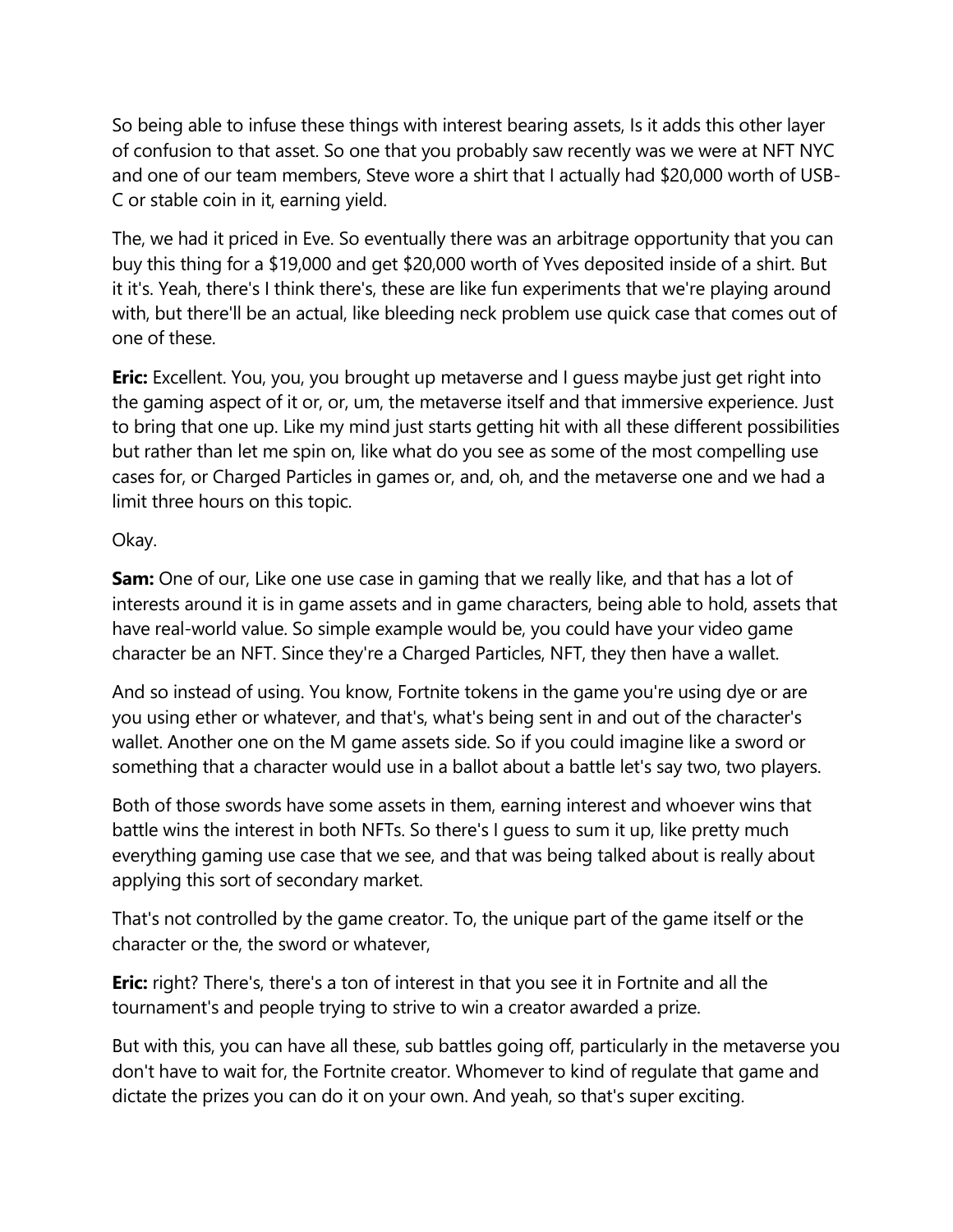So being able to infuse these things with interest bearing assets, Is it adds this other layer of confusion to that asset. So one that you probably saw recently was we were at NFT NYC and one of our team members, Steve wore a shirt that I actually had $20,000 worth of USB-C or stable coin in it, earning yield.

The, we had it priced in Eve. So eventually there was an arbitrage opportunity that you can buy this thing for a $19,000 and get $20,000 worth of Yves deposited inside of a shirt. But it it's. Yeah, there's I think there's, these are like fun experiments that we're playing around with, but there'll be an actual, like bleeding neck problem use quick case that comes out of one of these.

**Eric:** Excellent. You, you, you brought up metaverse and I guess maybe just get right into the gaming aspect of it or, or, um, the metaverse itself and that immersive experience. Just to bring that one up. Like my mind just starts getting hit with all these different possibilities but rather than let me spin on, like what do you see as some of the most compelling use cases for, or Charged Particles in games or, and, oh, and the metaverse one and we had a limit three hours on this topic.

Okay.

**Sam:** One of our, Like one use case in gaming that we really like, and that has a lot of interests around it is in game assets and in game characters, being able to hold, assets that have real-world value. So simple example would be, you could have your video game character be an NFT. Since they're a Charged Particles, NFT, they then have a wallet.

And so instead of using. You know, Fortnite tokens in the game you're using dye or are you using ether or whatever, and that's, what's being sent in and out of the character's wallet. Another one on the M game assets side. So if you could imagine like a sword or something that a character would use in a ballot about a battle let's say two, two players.

Both of those swords have some assets in them, earning interest and whoever wins that battle wins the interest in both NFTs. So there's I guess to sum it up, like pretty much everything gaming use case that we see, and that was being talked about is really about applying this sort of secondary market.

That's not controlled by the game creator. To, the unique part of the game itself or the character or the, the sword or whatever,

**Eric:** right? There's, there's a ton of interest in that you see it in Fortnite and all the tournament's and people trying to strive to win a creator awarded a prize.

But with this, you can have all these, sub battles going off, particularly in the metaverse you don't have to wait for, the Fortnite creator. Whomever to kind of regulate that game and dictate the prizes you can do it on your own. And yeah, so that's super exciting.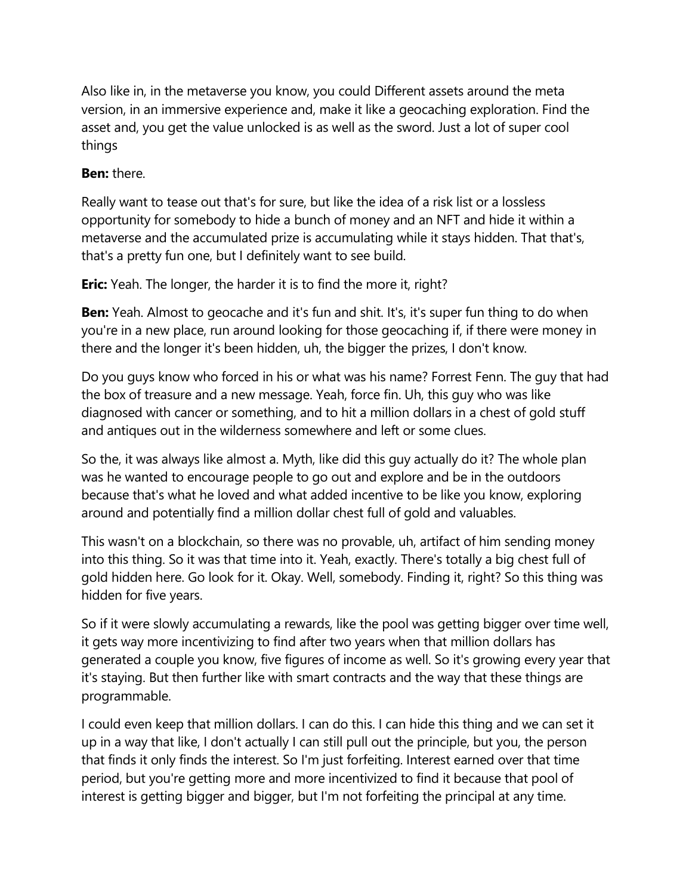Also like in, in the metaverse you know, you could Different assets around the meta version, in an immersive experience and, make it like a geocaching exploration. Find the asset and, you get the value unlocked is as well as the sword. Just a lot of super cool things

**Ben:** there.

Really want to tease out that's for sure, but like the idea of a risk list or a lossless opportunity for somebody to hide a bunch of money and an NFT and hide it within a metaverse and the accumulated prize is accumulating while it stays hidden. That that's, that's a pretty fun one, but I definitely want to see build.

**Eric:** Yeah. The longer, the harder it is to find the more it, right?

**Ben:** Yeah. Almost to geocache and it's fun and shit. It's, it's super fun thing to do when you're in a new place, run around looking for those geocaching if, if there were money in there and the longer it's been hidden, uh, the bigger the prizes, I don't know.

Do you guys know who forced in his or what was his name? Forrest Fenn. The guy that had the box of treasure and a new message. Yeah, force fin. Uh, this guy who was like diagnosed with cancer or something, and to hit a million dollars in a chest of gold stuff and antiques out in the wilderness somewhere and left or some clues.

So the, it was always like almost a. Myth, like did this guy actually do it? The whole plan was he wanted to encourage people to go out and explore and be in the outdoors because that's what he loved and what added incentive to be like you know, exploring around and potentially find a million dollar chest full of gold and valuables.

This wasn't on a blockchain, so there was no provable, uh, artifact of him sending money into this thing. So it was that time into it. Yeah, exactly. There's totally a big chest full of gold hidden here. Go look for it. Okay. Well, somebody. Finding it, right? So this thing was hidden for five years.

So if it were slowly accumulating a rewards, like the pool was getting bigger over time well, it gets way more incentivizing to find after two years when that million dollars has generated a couple you know, five figures of income as well. So it's growing every year that it's staying. But then further like with smart contracts and the way that these things are programmable.

I could even keep that million dollars. I can do this. I can hide this thing and we can set it up in a way that like, I don't actually I can still pull out the principle, but you, the person that finds it only finds the interest. So I'm just forfeiting. Interest earned over that time period, but you're getting more and more incentivized to find it because that pool of interest is getting bigger and bigger, but I'm not forfeiting the principal at any time.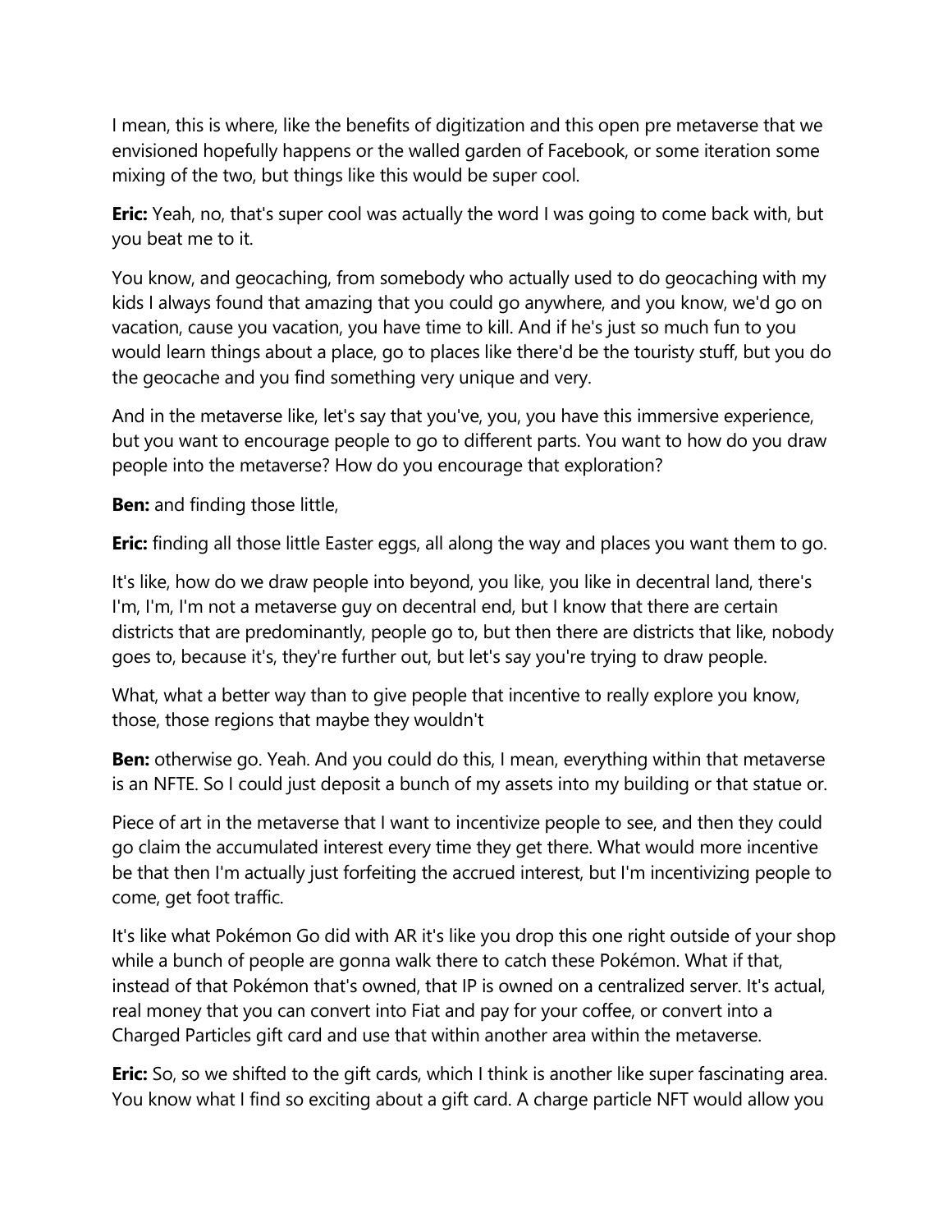I mean, this is where, like the benefits of digitization and this open pre metaverse that we envisioned hopefully happens or the walled garden of Facebook, or some iteration some mixing of the two, but things like this would be super cool.

**Eric:** Yeah, no, that's super cool was actually the word I was going to come back with, but you beat me to it.

You know, and geocaching, from somebody who actually used to do geocaching with my kids I always found that amazing that you could go anywhere, and you know, we'd go on vacation, cause you vacation, you have time to kill. And if he's just so much fun to you would learn things about a place, go to places like there'd be the touristy stuff, but you do the geocache and you find something very unique and very.

And in the metaverse like, let's say that you've, you, you have this immersive experience, but you want to encourage people to go to different parts. You want to how do you draw people into the metaverse? How do you encourage that exploration?

**Ben:** and finding those little,

**Eric:** finding all those little Easter eggs, all along the way and places you want them to go.

It's like, how do we draw people into beyond, you like, you like in decentral land, there's I'm, I'm, I'm not a metaverse guy on decentral end, but I know that there are certain districts that are predominantly, people go to, but then there are districts that like, nobody goes to, because it's, they're further out, but let's say you're trying to draw people.

What, what a better way than to give people that incentive to really explore you know, those, those regions that maybe they wouldn't

**Ben:** otherwise go. Yeah. And you could do this, I mean, everything within that metaverse is an NFTE. So I could just deposit a bunch of my assets into my building or that statue or.

Piece of art in the metaverse that I want to incentivize people to see, and then they could go claim the accumulated interest every time they get there. What would more incentive be that then I'm actually just forfeiting the accrued interest, but I'm incentivizing people to come, get foot traffic.

It's like what Pokémon Go did with AR it's like you drop this one right outside of your shop while a bunch of people are gonna walk there to catch these Pokémon. What if that, instead of that Pokémon that's owned, that IP is owned on a centralized server. It's actual, real money that you can convert into Fiat and pay for your coffee, or convert into a Charged Particles gift card and use that within another area within the metaverse.

**Eric:** So, so we shifted to the gift cards, which I think is another like super fascinating area. You know what I find so exciting about a gift card. A charge particle NFT would allow you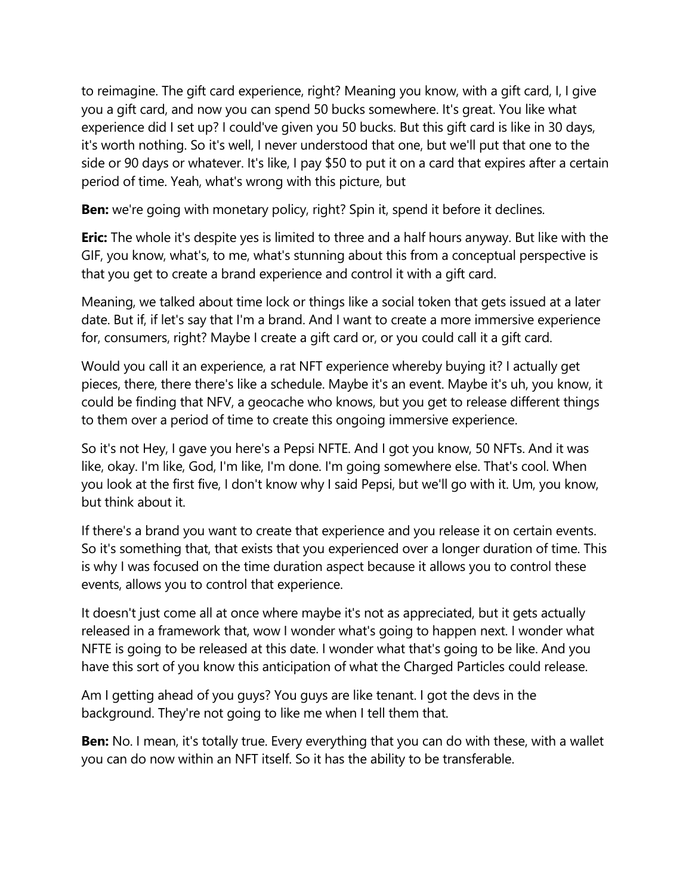to reimagine. The gift card experience, right? Meaning you know, with a gift card, I, I give you a gift card, and now you can spend 50 bucks somewhere. It's great. You like what experience did I set up? I could've given you 50 bucks. But this gift card is like in 30 days, it's worth nothing. So it's well, I never understood that one, but we'll put that one to the side or 90 days or whatever. It's like, I pay $50 to put it on a card that expires after a certain period of time. Yeah, what's wrong with this picture, but

**Ben:** we're going with monetary policy, right? Spin it, spend it before it declines.

**Eric:** The whole it's despite yes is limited to three and a half hours anyway. But like with the GIF, you know, what's, to me, what's stunning about this from a conceptual perspective is that you get to create a brand experience and control it with a gift card.

Meaning, we talked about time lock or things like a social token that gets issued at a later date. But if, if let's say that I'm a brand. And I want to create a more immersive experience for, consumers, right? Maybe I create a gift card or, or you could call it a gift card.

Would you call it an experience, a rat NFT experience whereby buying it? I actually get pieces, there, there there's like a schedule. Maybe it's an event. Maybe it's uh, you know, it could be finding that NFV, a geocache who knows, but you get to release different things to them over a period of time to create this ongoing immersive experience.

So it's not Hey, I gave you here's a Pepsi NFTE. And I got you know, 50 NFTs. And it was like, okay. I'm like, God, I'm like, I'm done. I'm going somewhere else. That's cool. When you look at the first five, I don't know why I said Pepsi, but we'll go with it. Um, you know, but think about it.

If there's a brand you want to create that experience and you release it on certain events. So it's something that, that exists that you experienced over a longer duration of time. This is why I was focused on the time duration aspect because it allows you to control these events, allows you to control that experience.

It doesn't just come all at once where maybe it's not as appreciated, but it gets actually released in a framework that, wow I wonder what's going to happen next. I wonder what NFTE is going to be released at this date. I wonder what that's going to be like. And you have this sort of you know this anticipation of what the Charged Particles could release.

Am I getting ahead of you guys? You guys are like tenant. I got the devs in the background. They're not going to like me when I tell them that.

**Ben:** No. I mean, it's totally true. Every everything that you can do with these, with a wallet you can do now within an NFT itself. So it has the ability to be transferable.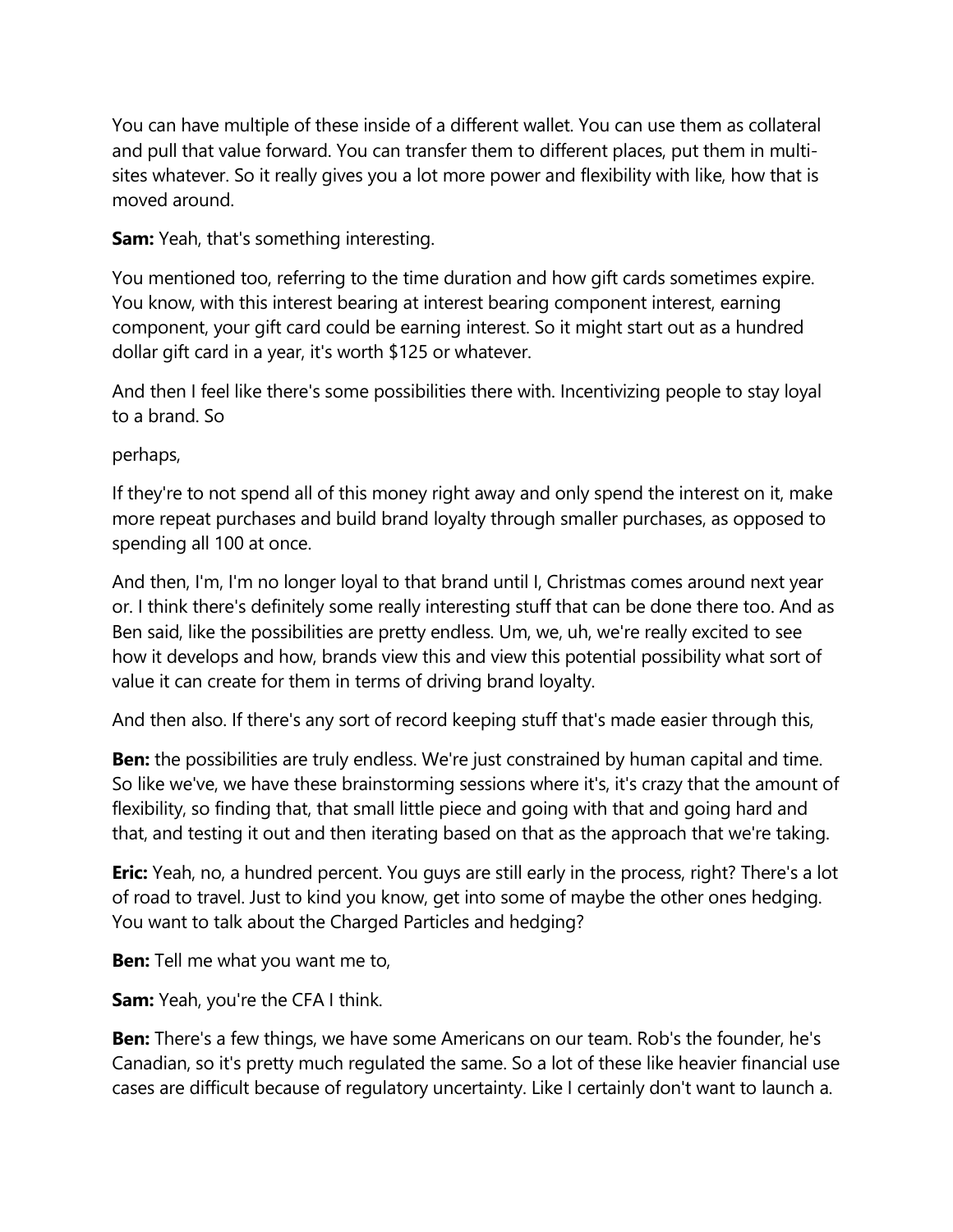You can have multiple of these inside of a different wallet. You can use them as collateral and pull that value forward. You can transfer them to different places, put them in multi-sites whatever. So it really gives you a lot more power and flexibility with like, how that is moved around.

**Sam:** Yeah, that's something interesting.

You mentioned too, referring to the time duration and how gift cards sometimes expire. You know, with this interest bearing at interest bearing component interest, earning component, your gift card could be earning interest. So it might start out as a hundred dollar gift card in a year, it's worth $125 or whatever.

And then I feel like there's some possibilities there with. Incentivizing people to stay loyal to a brand. So

perhaps,

If they're to not spend all of this money right away and only spend the interest on it, make more repeat purchases and build brand loyalty through smaller purchases, as opposed to spending all 100 at once.

And then, I'm, I'm no longer loyal to that brand until I, Christmas comes around next year or. I think there's definitely some really interesting stuff that can be done there too. And as Ben said, like the possibilities are pretty endless. Um, we, uh, we're really excited to see how it develops and how, brands view this and view this potential possibility what sort of value it can create for them in terms of driving brand loyalty.

And then also. If there's any sort of record keeping stuff that's made easier through this,

**Ben:** the possibilities are truly endless. We're just constrained by human capital and time. So like we've, we have these brainstorming sessions where it's, it's crazy that the amount of flexibility, so finding that, that small little piece and going with that and going hard and that, and testing it out and then iterating based on that as the approach that we're taking.

**Eric:** Yeah, no, a hundred percent. You guys are still early in the process, right? There's a lot of road to travel. Just to kind you know, get into some of maybe the other ones hedging. You want to talk about the Charged Particles and hedging?

**Ben:** Tell me what you want me to,

**Sam:** Yeah, you're the CFA I think.

**Ben:** There's a few things, we have some Americans on our team. Rob's the founder, he's Canadian, so it's pretty much regulated the same. So a lot of these like heavier financial use cases are difficult because of regulatory uncertainty. Like I certainly don't want to launch a.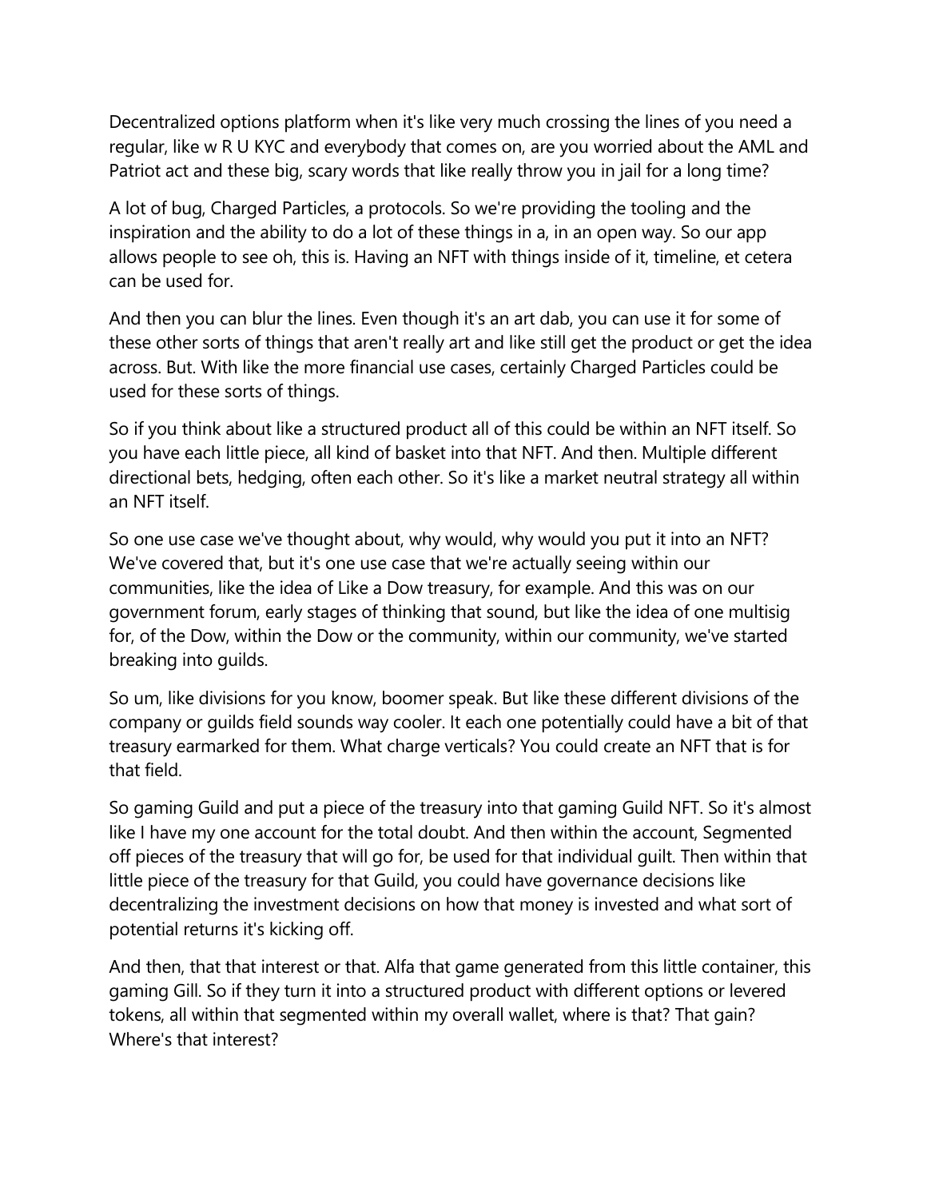Decentralized options platform when it's like very much crossing the lines of you need a regular, like w R U KYC and everybody that comes on, are you worried about the AML and Patriot act and these big, scary words that like really throw you in jail for a long time?

A lot of bug, Charged Particles, a protocols. So we're providing the tooling and the inspiration and the ability to do a lot of these things in a, in an open way. So our app allows people to see oh, this is. Having an NFT with things inside of it, timeline, et cetera can be used for.

And then you can blur the lines. Even though it's an art dab, you can use it for some of these other sorts of things that aren't really art and like still get the product or get the idea across. But. With like the more financial use cases, certainly Charged Particles could be used for these sorts of things.

So if you think about like a structured product all of this could be within an NFT itself. So you have each little piece, all kind of basket into that NFT. And then. Multiple different directional bets, hedging, often each other. So it's like a market neutral strategy all within an NFT itself.

So one use case we've thought about, why would, why would you put it into an NFT? We've covered that, but it's one use case that we're actually seeing within our communities, like the idea of Like a Dow treasury, for example. And this was on our government forum, early stages of thinking that sound, but like the idea of one multisig for, of the Dow, within the Dow or the community, within our community, we've started breaking into guilds.

So um, like divisions for you know, boomer speak. But like these different divisions of the company or guilds field sounds way cooler. It each one potentially could have a bit of that treasury earmarked for them. What charge verticals? You could create an NFT that is for that field.

So gaming Guild and put a piece of the treasury into that gaming Guild NFT. So it's almost like I have my one account for the total doubt. And then within the account, Segmented off pieces of the treasury that will go for, be used for that individual guilt. Then within that little piece of the treasury for that Guild, you could have governance decisions like decentralizing the investment decisions on how that money is invested and what sort of potential returns it's kicking off.

And then, that that interest or that. Alfa that game generated from this little container, this gaming Gill. So if they turn it into a structured product with different options or levered tokens, all within that segmented within my overall wallet, where is that? That gain? Where's that interest?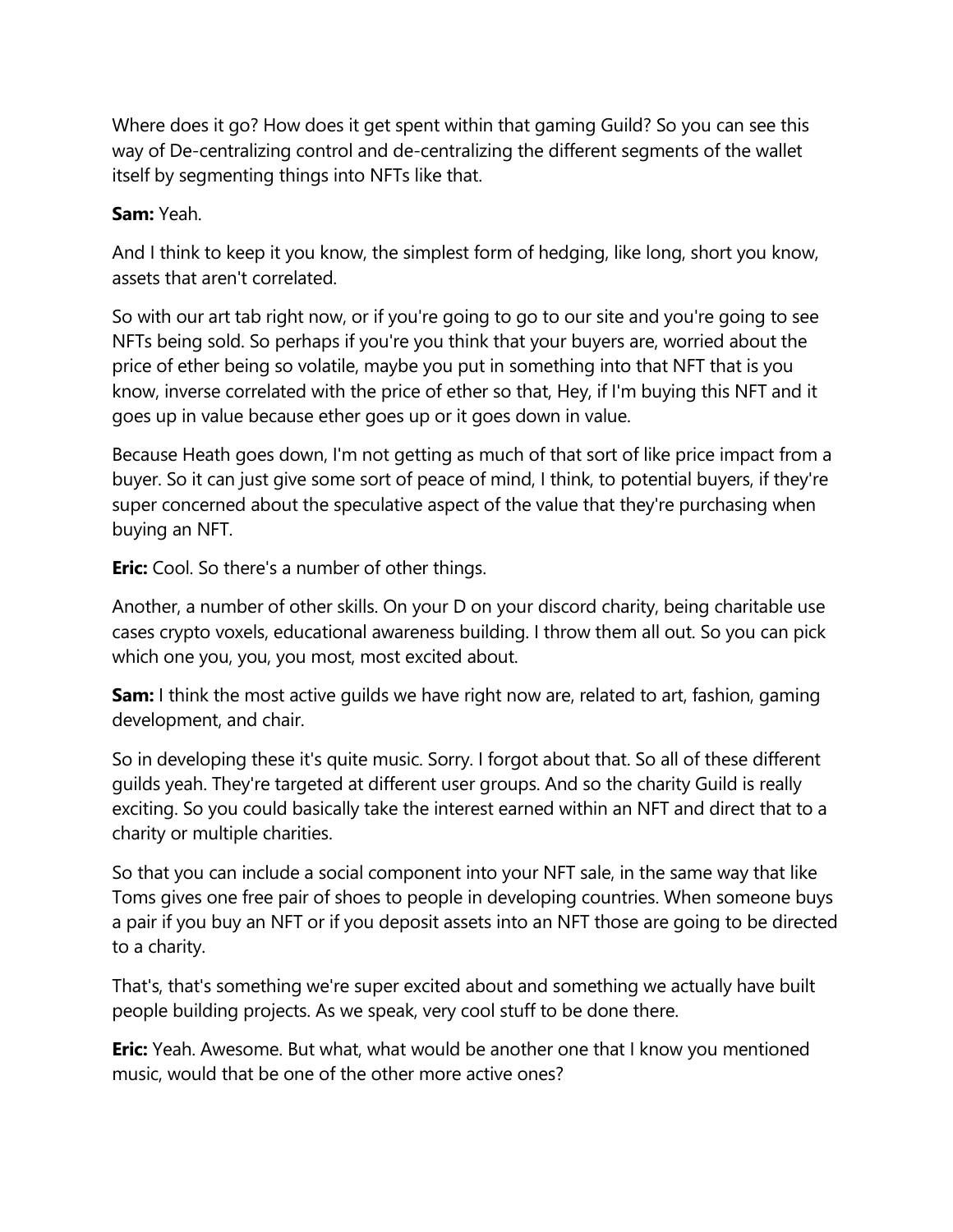Where does it go? How does it get spent within that gaming Guild? So you can see this way of De-centralizing control and de-centralizing the different segments of the wallet itself by segmenting things into NFTs like that.

**Sam:** Yeah.

And I think to keep it you know, the simplest form of hedging, like long, short you know, assets that aren't correlated.

So with our art tab right now, or if you're going to go to our site and you're going to see NFTs being sold. So perhaps if you're you think that your buyers are, worried about the price of ether being so volatile, maybe you put in something into that NFT that is you know, inverse correlated with the price of ether so that, Hey, if I'm buying this NFT and it goes up in value because ether goes up or it goes down in value.

Because Heath goes down, I'm not getting as much of that sort of like price impact from a buyer. So it can just give some sort of peace of mind, I think, to potential buyers, if they're super concerned about the speculative aspect of the value that they're purchasing when buying an NFT.

**Eric:** Cool. So there's a number of other things.

Another, a number of other skills. On your D on your discord charity, being charitable use cases crypto voxels, educational awareness building. I throw them all out. So you can pick which one you, you, you most, most excited about.

**Sam:** I think the most active guilds we have right now are, related to art, fashion, gaming development, and chair.

So in developing these it's quite music. Sorry. I forgot about that. So all of these different guilds yeah. They're targeted at different user groups. And so the charity Guild is really exciting. So you could basically take the interest earned within an NFT and direct that to a charity or multiple charities.

So that you can include a social component into your NFT sale, in the same way that like Toms gives one free pair of shoes to people in developing countries. When someone buys a pair if you buy an NFT or if you deposit assets into an NFT those are going to be directed to a charity.

That's, that's something we're super excited about and something we actually have built people building projects. As we speak, very cool stuff to be done there.

**Eric:** Yeah. Awesome. But what, what would be another one that I know you mentioned music, would that be one of the other more active ones?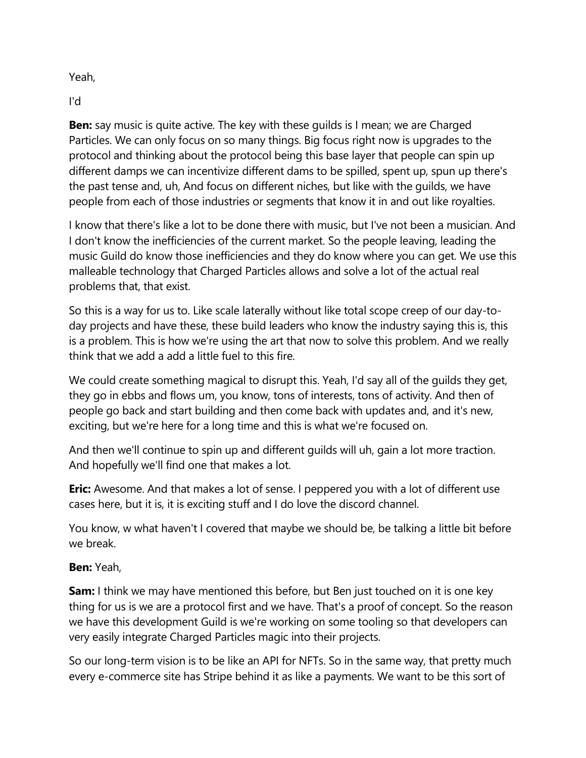Yeah,

I'd

**Ben:** say music is quite active. The key with these guilds is I mean; we are Charged Particles. We can only focus on so many things. Big focus right now is upgrades to the protocol and thinking about the protocol being this base layer that people can spin up different damps we can incentivize different dams to be spilled, spent up, spun up there's the past tense and, uh, And focus on different niches, but like with the guilds, we have people from each of those industries or segments that know it in and out like royalties.

I know that there's like a lot to be done there with music, but I've not been a musician. And I don't know the inefficiencies of the current market. So the people leaving, leading the music Guild do know those inefficiencies and they do know where you can get. We use this malleable technology that Charged Particles allows and solve a lot of the actual real problems that, that exist.

So this is a way for us to. Like scale laterally without like total scope creep of our day-to-day projects and have these, these build leaders who know the industry saying this is, this is a problem. This is how we're using the art that now to solve this problem. And we really think that we add a add a little fuel to this fire.

We could create something magical to disrupt this. Yeah, I'd say all of the guilds they get, they go in ebbs and flows um, you know, tons of interests, tons of activity. And then of people go back and start building and then come back with updates and, and it's new, exciting, but we're here for a long time and this is what we're focused on.

And then we'll continue to spin up and different guilds will uh, gain a lot more traction. And hopefully we'll find one that makes a lot.

**Eric:** Awesome. And that makes a lot of sense. I peppered you with a lot of different use cases here, but it is, it is exciting stuff and I do love the discord channel.

You know, w what haven't I covered that maybe we should be, be talking a little bit before we break.

**Ben:** Yeah,

**Sam:** I think we may have mentioned this before, but Ben just touched on it is one key thing for us is we are a protocol first and we have. That's a proof of concept. So the reason we have this development Guild is we're working on some tooling so that developers can very easily integrate Charged Particles magic into their projects.

So our long-term vision is to be like an API for NFTs. So in the same way, that pretty much every e-commerce site has Stripe behind it as like a payments. We want to be this sort of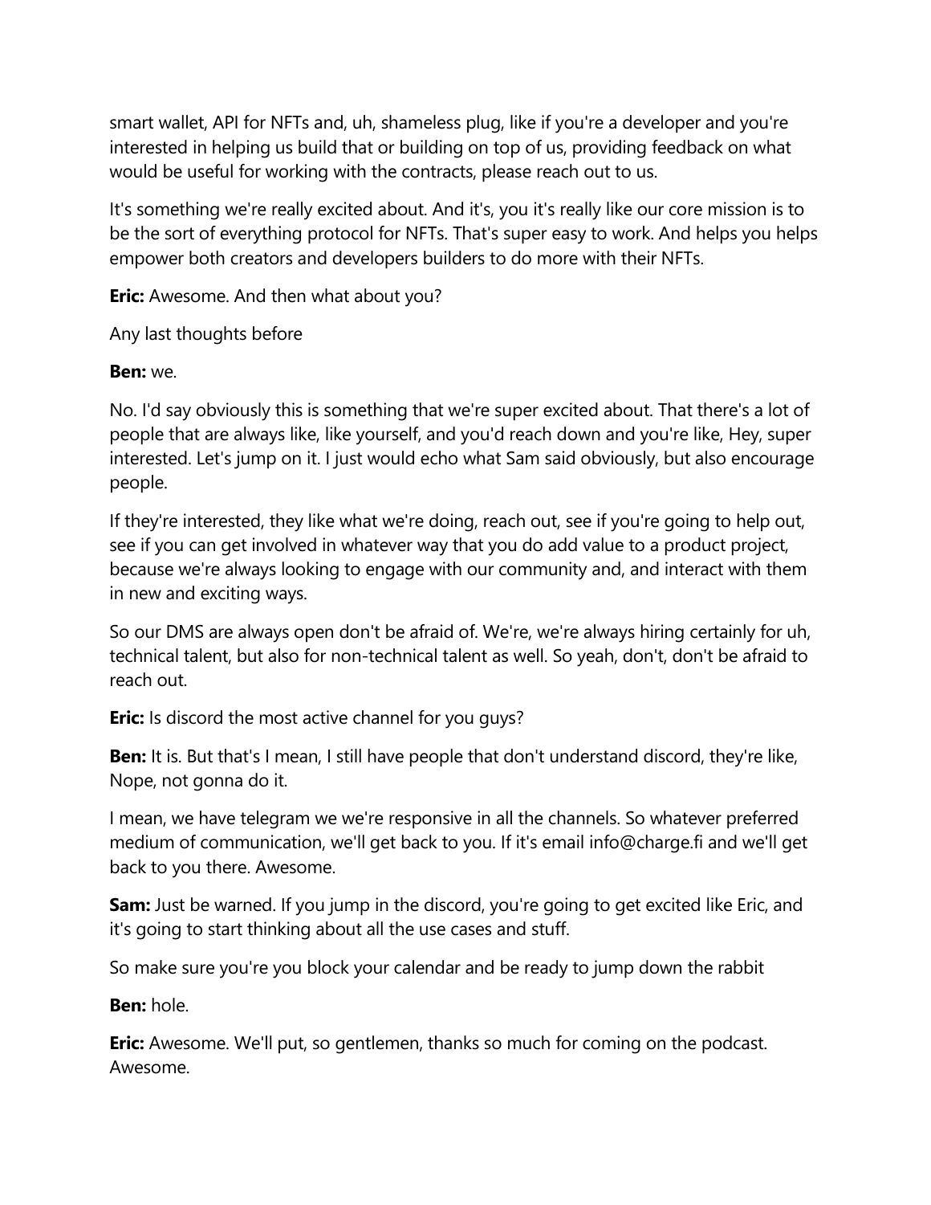smart wallet, API for NFTs and, uh, shameless plug, like if you're a developer and you're interested in helping us build that or building on top of us, providing feedback on what would be useful for working with the contracts, please reach out to us.

It's something we're really excited about. And it's, you it's really like our core mission is to be the sort of everything protocol for NFTs. That's super easy to work. And helps you helps empower both creators and developers builders to do more with their NFTs.

**Eric:** Awesome. And then what about you?

Any last thoughts before

**Ben:** we.

No. I'd say obviously this is something that we're super excited about. That there's a lot of people that are always like, like yourself, and you'd reach down and you're like, Hey, super interested. Let's jump on it. I just would echo what Sam said obviously, but also encourage people.

If they're interested, they like what we're doing, reach out, see if you're going to help out, see if you can get involved in whatever way that you do add value to a product project, because we're always looking to engage with our community and, and interact with them in new and exciting ways.

So our DMS are always open don't be afraid of. We're, we're always hiring certainly for uh, technical talent, but also for non-technical talent as well. So yeah, don't, don't be afraid to reach out.

**Eric:** Is discord the most active channel for you guys?

**Ben:** It is. But that's I mean, I still have people that don't understand discord, they're like, Nope, not gonna do it.

I mean, we have telegram we we're responsive in all the channels. So whatever preferred medium of communication, we'll get back to you. If it's email info@charge.fi and we'll get back to you there. Awesome.

**Sam:** Just be warned. If you jump in the discord, you're going to get excited like Eric, and it's going to start thinking about all the use cases and stuff.

So make sure you're you block your calendar and be ready to jump down the rabbit

**Ben:** hole.

**Eric:** Awesome. We'll put, so gentlemen, thanks so much for coming on the podcast. Awesome.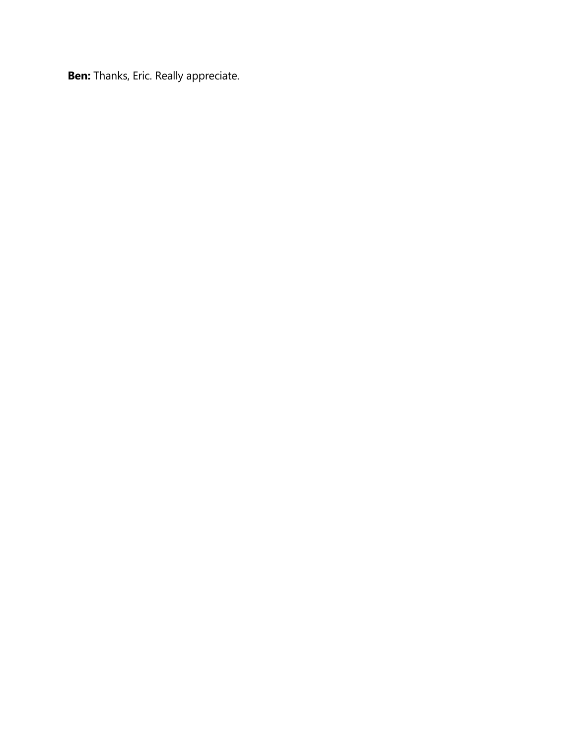**Ben:** Thanks, Eric. Really appreciate.